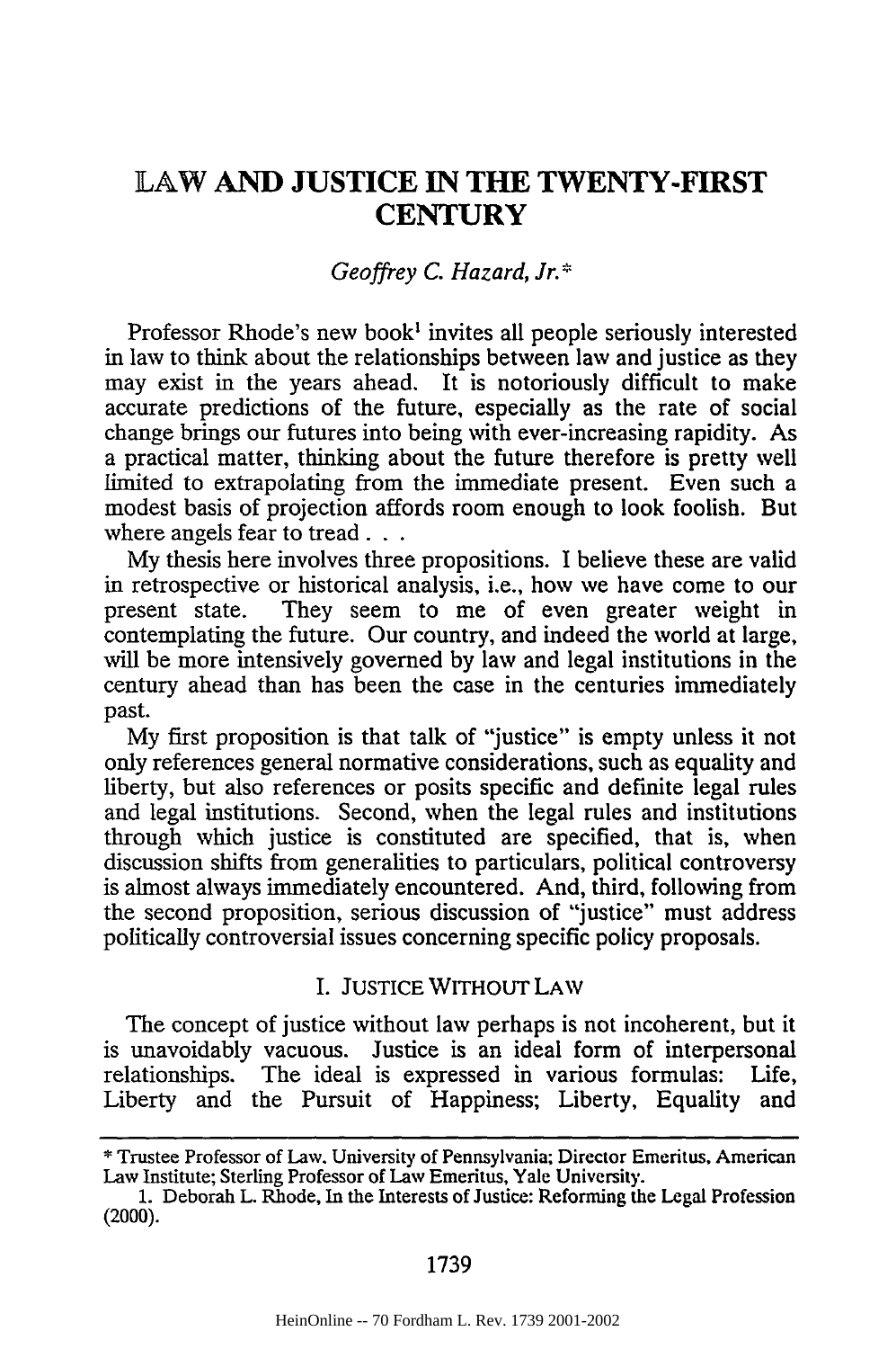# LAW AND JUSTICE IN THE TWENTY-FIRST CENTURY

*Geoffrey C. Hazard, Jr.**

Professor Rhode's new book[1] invites all people seriously interested in law to think about the relationships between law and justice as they may exist in the years ahead. It is notoriously difficult to make accurate predictions of the future, especially as the rate of social change brings our futures into being with ever-increasing rapidity. As a practical matter, thinking about the future therefore is pretty well limited to extrapolating from the immediate present. Even such a modest basis of projection affords room enough to look foolish. But where angels fear to tread . . .

My thesis here involves three propositions. I believe these are valid in retrospective or historical analysis, i.e., how we have come to our present state. They seem to me of even greater weight in contemplating the future. Our country, and indeed the world at large, will be more intensively governed by law and legal institutions in the century ahead than has been the case in the centuries immediately past.

My first proposition is that talk of "justice" is empty unless it not only references general normative considerations, such as equality and liberty, but also references or posits specific and definite legal rules and legal institutions. Second, when the legal rules and institutions through which justice is constituted are specified, that is, when discussion shifts from generalities to particulars, political controversy is almost always immediately encountered. And, third, following from the second proposition, serious discussion of "justice" must address politically controversial issues concerning specific policy proposals.

## I. JUSTICE WITHOUT LAW

The concept of justice without law perhaps is not incoherent, but it is unavoidably vacuous. Justice is an ideal form of interpersonal relationships. The ideal is expressed in various formulas: Life, Liberty and the Pursuit of Happiness; Liberty, Equality and

---

\* Trustee Professor of Law, University of Pennsylvania; Director Emeritus, American Law Institute; Sterling Professor of Law Emeritus, Yale University.

1. Deborah L. Rhode, In the Interests of Justice: Reforming the Legal Profession (2000).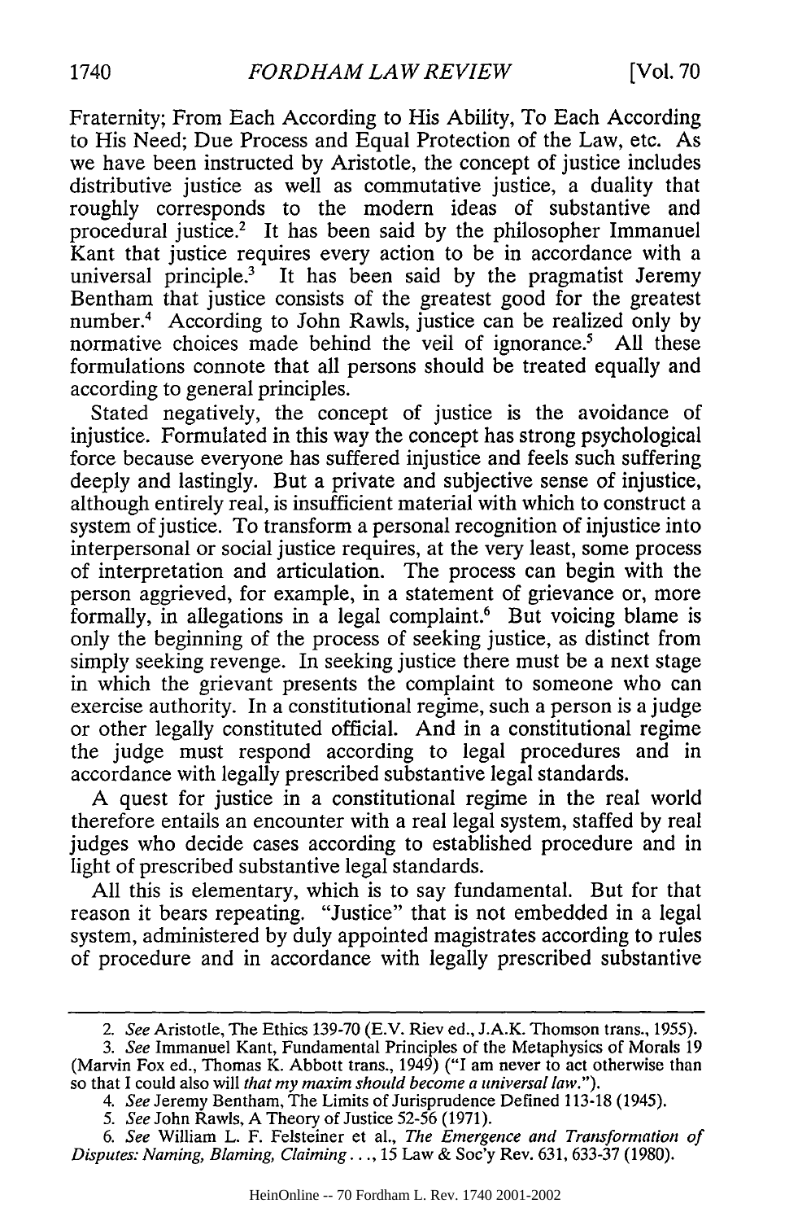Fraternity; From Each According to His Ability, To Each According to His Need; Due Process and Equal Protection of the Law, etc. As we have been instructed by Aristotle, the concept of justice includes distributive justice as well as commutative justice, a duality that roughly corresponds to the modern ideas of substantive and procedural justice.[2] It has been said by the philosopher Immanuel Kant that justice requires every action to be in accordance with a universal principle.[3] It has been said by the pragmatist Jeremy Bentham that justice consists of the greatest good for the greatest number.[4] According to John Rawls, justice can be realized only by normative choices made behind the veil of ignorance.[5] All these formulations connote that all persons should be treated equally and according to general principles.

Stated negatively, the concept of justice is the avoidance of injustice. Formulated in this way the concept has strong psychological force because everyone has suffered injustice and feels such suffering deeply and lastingly. But a private and subjective sense of injustice, although entirely real, is insufficient material with which to construct a system of justice. To transform a personal recognition of injustice into interpersonal or social justice requires, at the very least, some process of interpretation and articulation. The process can begin with the person aggrieved, for example, in a statement of grievance or, more formally, in allegations in a legal complaint.[6] But voicing blame is only the beginning of the process of seeking justice, as distinct from simply seeking revenge. In seeking justice there must be a next stage in which the grievant presents the complaint to someone who can exercise authority. In a constitutional regime, such a person is a judge or other legally constituted official. And in a constitutional regime the judge must respond according to legal procedures and in accordance with legally prescribed substantive legal standards.

A quest for justice in a constitutional regime in the real world therefore entails an encounter with a real legal system, staffed by real judges who decide cases according to established procedure and in light of prescribed substantive legal standards.

All this is elementary, which is to say fundamental. But for that reason it bears repeating. "Justice" that is not embedded in a legal system, administered by duly appointed magistrates according to rules of procedure and in accordance with legally prescribed substantive

---

2. *See* Aristotle, The Ethics 139-70 (E.V. Riev ed., J.A.K. Thomson trans., 1955).

3. *See* Immanuel Kant, Fundamental Principles of the Metaphysics of Morals 19 (Marvin Fox ed., Thomas K. Abbott trans., 1949) ("I am never to act otherwise than so that I could also will *that my maxim should become a universal law*.").

4. *See* Jeremy Bentham, The Limits of Jurisprudence Defined 113-18 (1945).

5. *See* John Rawls, A Theory of Justice 52-56 (1971).

6. *See* William L. F. Felsteiner et al., *The Emergence and Transformation of Disputes: Naming, Blaming, Claiming...*, 15 Law & Soc'y Rev. 631, 633-37 (1980).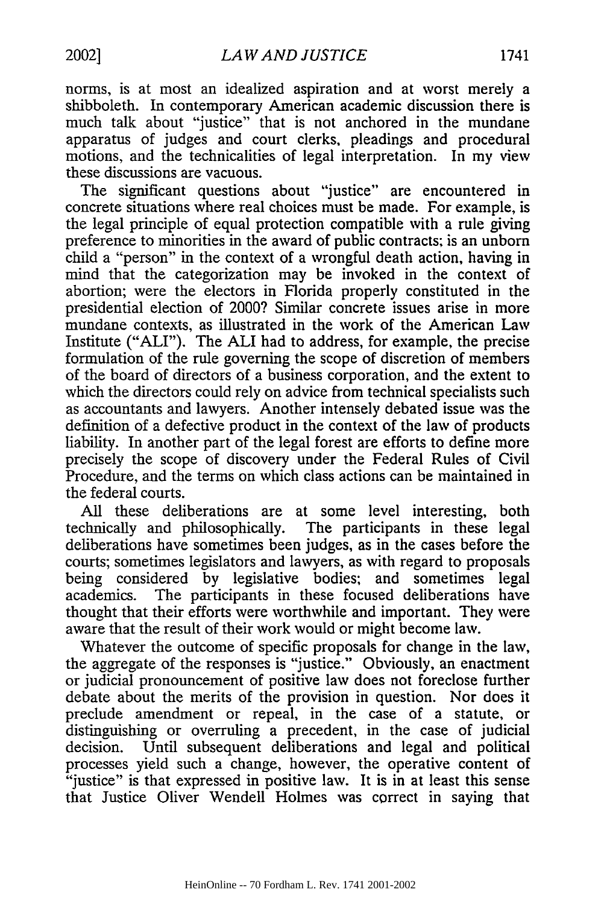norms, is at most an idealized aspiration and at worst merely a shibboleth. In contemporary American academic discussion there is much talk about "justice" that is not anchored in the mundane apparatus of judges and court clerks, pleadings and procedural motions, and the technicalities of legal interpretation. In my view these discussions are vacuous.

The significant questions about "justice" are encountered in concrete situations where real choices must be made. For example, is the legal principle of equal protection compatible with a rule giving preference to minorities in the award of public contracts; is an unborn child a "person" in the context of a wrongful death action, having in mind that the categorization may be invoked in the context of abortion; were the electors in Florida properly constituted in the presidential election of 2000? Similar concrete issues arise in more mundane contexts, as illustrated in the work of the American Law Institute ("ALI"). The ALI had to address, for example, the precise formulation of the rule governing the scope of discretion of members of the board of directors of a business corporation, and the extent to which the directors could rely on advice from technical specialists such as accountants and lawyers. Another intensely debated issue was the definition of a defective product in the context of the law of products liability. In another part of the legal forest are efforts to define more precisely the scope of discovery under the Federal Rules of Civil Procedure, and the terms on which class actions can be maintained in the federal courts.

All these deliberations are at some level interesting, both technically and philosophically. The participants in these legal deliberations have sometimes been judges, as in the cases before the courts; sometimes legislators and lawyers, as with regard to proposals being considered by legislative bodies; and sometimes legal academics. The participants in these focused deliberations have thought that their efforts were worthwhile and important. They were aware that the result of their work would or might become law.

Whatever the outcome of specific proposals for change in the law, the aggregate of the responses is "justice." Obviously, an enactment or judicial pronouncement of positive law does not foreclose further debate about the merits of the provision in question. Nor does it preclude amendment or repeal, in the case of a statute, or distinguishing or overruling a precedent, in the case of judicial decision. Until subsequent deliberations and legal and political processes yield such a change, however, the operative content of "justice" is that expressed in positive law. It is in at least this sense that Justice Oliver Wendell Holmes was correct in saying that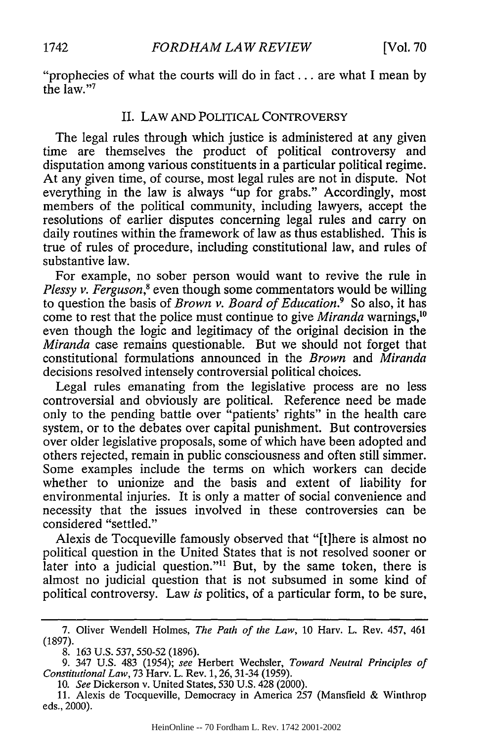"prophecies of what the courts will do in fact... are what I mean by the law."[7]

## II. LAW AND POLITICAL CONTROVERSY

The legal rules through which justice is administered at any given time are themselves the product of political controversy and disputation among various constituents in a particular political regime. At any given time, of course, most legal rules are not in dispute. Not everything in the law is always "up for grabs." Accordingly, most members of the political community, including lawyers, accept the resolutions of earlier disputes concerning legal rules and carry on daily routines within the framework of law as thus established. This is true of rules of procedure, including constitutional law, and rules of substantive law.

For example, no sober person would want to revive the rule in *Plessy v. Ferguson*,[8] even though some commentators would be willing to question the basis of *Brown v. Board of Education*.[9] So also, it has come to rest that the police must continue to give *Miranda* warnings,[10] even though the logic and legitimacy of the original decision in the *Miranda* case remains questionable. But we should not forget that constitutional formulations announced in the *Brown* and *Miranda* decisions resolved intensely controversial political choices.

Legal rules emanating from the legislative process are no less controversial and obviously are political. Reference need be made only to the pending battle over "patients' rights" in the health care system, or to the debates over capital punishment. But controversies over older legislative proposals, some of which have been adopted and others rejected, remain in public consciousness and often still simmer. Some examples include the terms on which workers can decide whether to unionize and the basis and extent of liability for environmental injuries. It is only a matter of social convenience and necessity that the issues involved in these controversies can be considered "settled."

Alexis de Tocqueville famously observed that "[t]here is almost no political question in the United States that is not resolved sooner or later into a judicial question."[11] But, by the same token, there is almost no judicial question that is not subsumed in some kind of political controversy. Law *is* politics, of a particular form, to be sure,

---

7. Oliver Wendell Holmes, *The Path of the Law*, 10 Harv. L. Rev. 457, 461 (1897).

8. 163 U.S. 537, 550-52 (1896).

9. 347 U.S. 483 (1954); *see* Herbert Wechsler, *Toward Neutral Principles of Constitutional Law*, 73 Harv. L. Rev. 1, 26, 31-34 (1959).

10. *See* Dickerson v. United States, 530 U.S. 428 (2000).

11. Alexis de Tocqueville, Democracy in America 257 (Mansfield & Winthrop eds., 2000).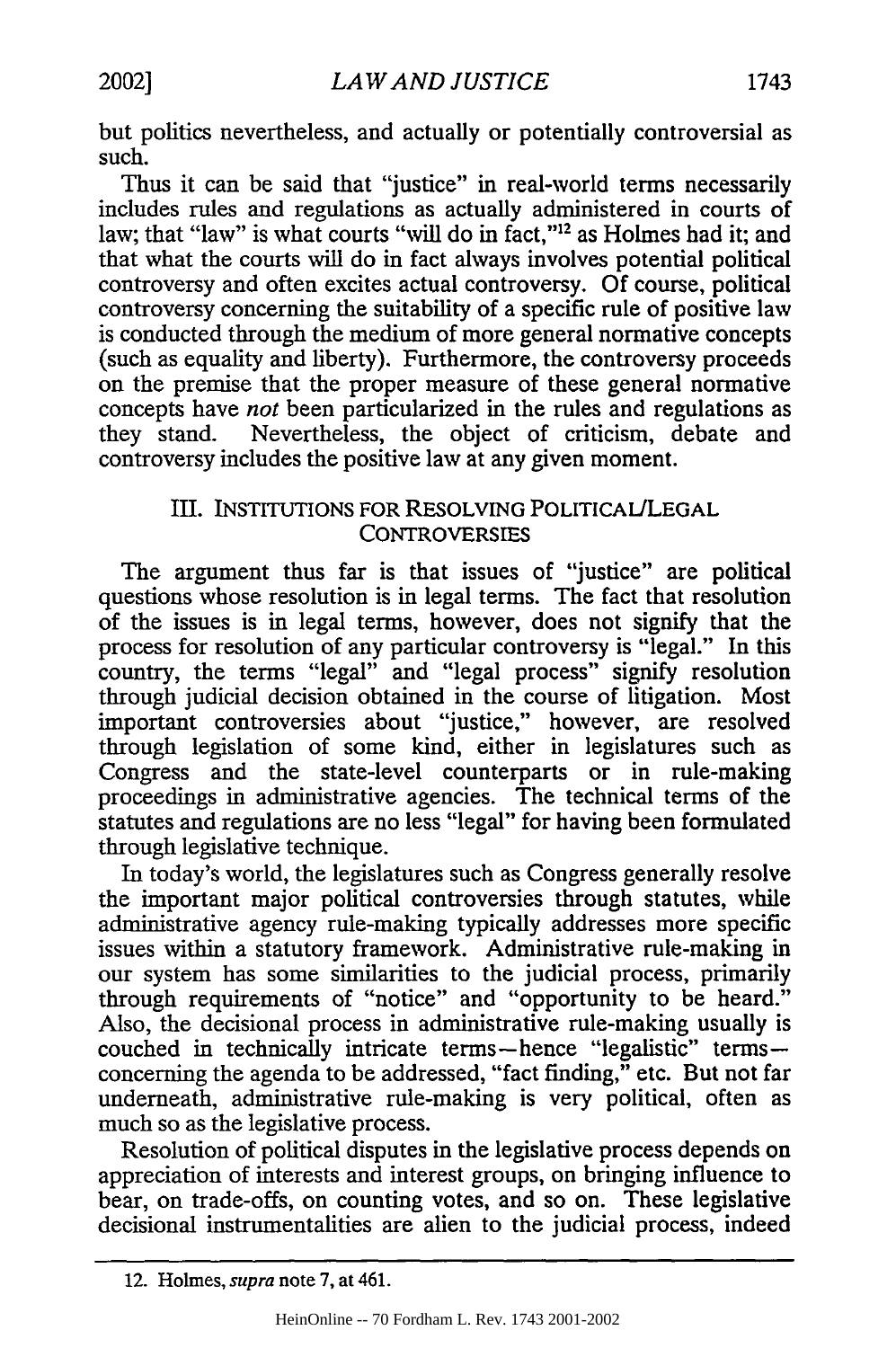but politics nevertheless, and actually or potentially controversial as such.

Thus it can be said that "justice" in real-world terms necessarily includes rules and regulations as actually administered in courts of law; that "law" is what courts "will do in fact,"[12] as Holmes had it; and that what the courts will do in fact always involves potential political controversy and often excites actual controversy. Of course, political controversy concerning the suitability of a specific rule of positive law is conducted through the medium of more general normative concepts (such as equality and liberty). Furthermore, the controversy proceeds on the premise that the proper measure of these general normative concepts have *not* been particularized in the rules and regulations as they stand. Nevertheless, the object of criticism, debate and controversy includes the positive law at any given moment.

## III. INSTITUTIONS FOR RESOLVING POLITICAL/LEGAL CONTROVERSIES

The argument thus far is that issues of "justice" are political questions whose resolution is in legal terms. The fact that resolution of the issues is in legal terms, however, does not signify that the process for resolution of any particular controversy is "legal." In this country, the terms "legal" and "legal process" signify resolution through judicial decision obtained in the course of litigation. Most important controversies about "justice," however, are resolved through legislation of some kind, either in legislatures such as Congress and the state-level counterparts or in rule-making proceedings in administrative agencies. The technical terms of the statutes and regulations are no less "legal" for having been formulated through legislative technique.

In today's world, the legislatures such as Congress generally resolve the important major political controversies through statutes, while administrative agency rule-making typically addresses more specific issues within a statutory framework. Administrative rule-making in our system has some similarities to the judicial process, primarily through requirements of "notice" and "opportunity to be heard." Also, the decisional process in administrative rule-making usually is couched in technically intricate terms—hence "legalistic" terms—concerning the agenda to be addressed, "fact finding," etc. But not far underneath, administrative rule-making is very political, often as much so as the legislative process.

Resolution of political disputes in the legislative process depends on appreciation of interests and interest groups, on bringing influence to bear, on trade-offs, on counting votes, and so on. These legislative decisional instrumentalities are alien to the judicial process, indeed

12. Holmes, *supra* note 7, at 461.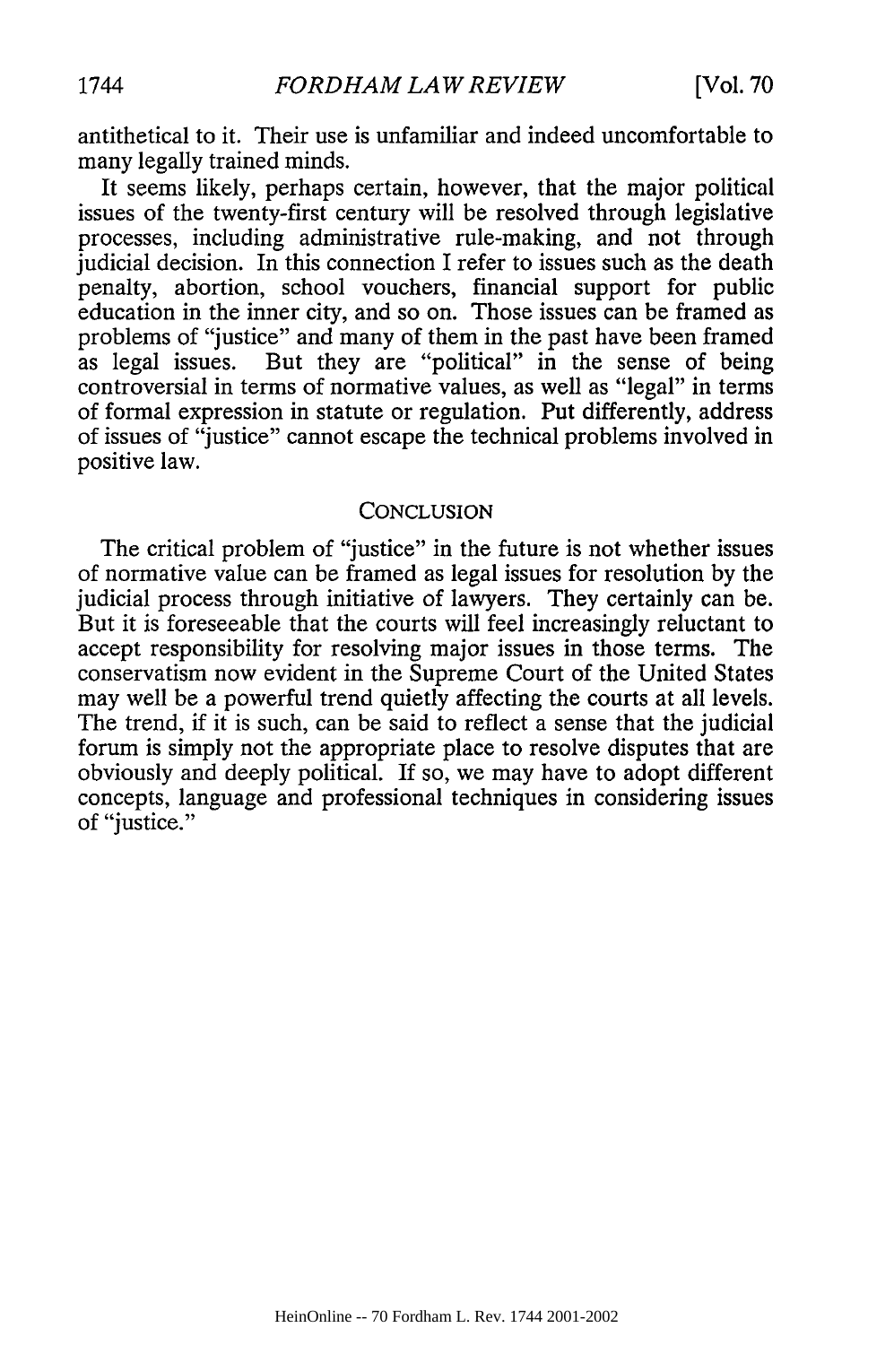antithetical to it. Their use is unfamiliar and indeed uncomfortable to many legally trained minds.

It seems likely, perhaps certain, however, that the major political issues of the twenty-first century will be resolved through legislative processes, including administrative rule-making, and not through judicial decision. In this connection I refer to issues such as the death penalty, abortion, school vouchers, financial support for public education in the inner city, and so on. Those issues can be framed as problems of "justice" and many of them in the past have been framed as legal issues. But they are "political" in the sense of being controversial in terms of normative values, as well as "legal" in terms of formal expression in statute or regulation. Put differently, address of issues of "justice" cannot escape the technical problems involved in positive law.

## CONCLUSION

The critical problem of "justice" in the future is not whether issues of normative value can be framed as legal issues for resolution by the judicial process through initiative of lawyers. They certainly can be. But it is foreseeable that the courts will feel increasingly reluctant to accept responsibility for resolving major issues in those terms. The conservatism now evident in the Supreme Court of the United States may well be a powerful trend quietly affecting the courts at all levels. The trend, if it is such, can be said to reflect a sense that the judicial forum is simply not the appropriate place to resolve disputes that are obviously and deeply political. If so, we may have to adopt different concepts, language and professional techniques in considering issues of "justice."